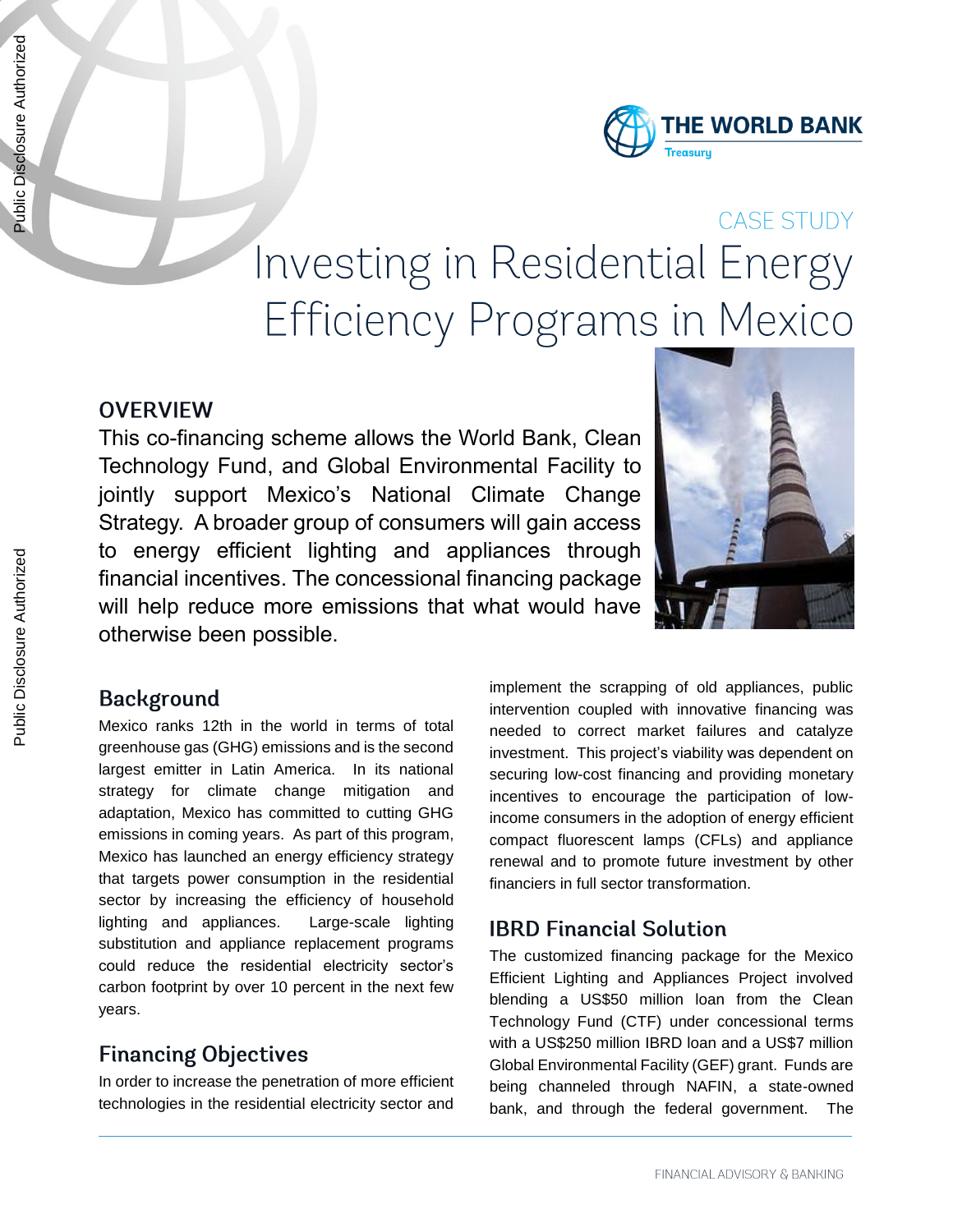CASE STUDY

# Investing in Residential Energy Efficiency Programs in Mexico

## OVERVIEW

This co-financing scheme allows the World Bank, Clean Technology Fund, and Global Environmental Facility to jointly support Mexico's National Climate Change Strategy. A broader group of consumers will gain access to energy efficient lighting and appliances through financial incentives. The concessional financing package will help reduce more emissions that what would have otherwise been possible.

## Background

Mexico ranks 12th in the world in terms of total greenhouse gas (GHG) emissions and is the second largest emitter in Latin America. In its national strategy for climate change mitigation and adaptation, Mexico has committed to cutting GHG emissions in coming years. As part of this program, Mexico has launched an energy efficiency strategy that targets power consumption in the residential sector by increasing the efficiency of household lighting and appliances. Large-scale lighting substitution and appliance replacement programs could reduce the residential electricity sector's carbon footprint by over 10 percent in the next few years.

## Financing Objectives

In order to increase the penetration of more efficient technologies in the residential electricity sector and implement the scrapping of old appliances, public intervention coupled with innovative financing was needed to correct market failures and catalyze investment. This project's viability was dependent on securing low-cost financing and providing monetary incentives to encourage the participation of low-income consumers in the adoption of energy efficient compact fluorescent lamps (CFLs) and appliance renewal and to promote future investment by other financiers in full sector transformation.

## IBRD Financial Solution

The customized financing package for the Mexico Efficient Lighting and Appliances Project involved blending a US$50 million loan from the Clean Technology Fund (CTF) under concessional terms with a US$250 million IBRD loan and a US$7 million Global Environmental Facility (GEF) grant. Funds are being channeled through NAFIN, a state-owned bank, and through the federal government. The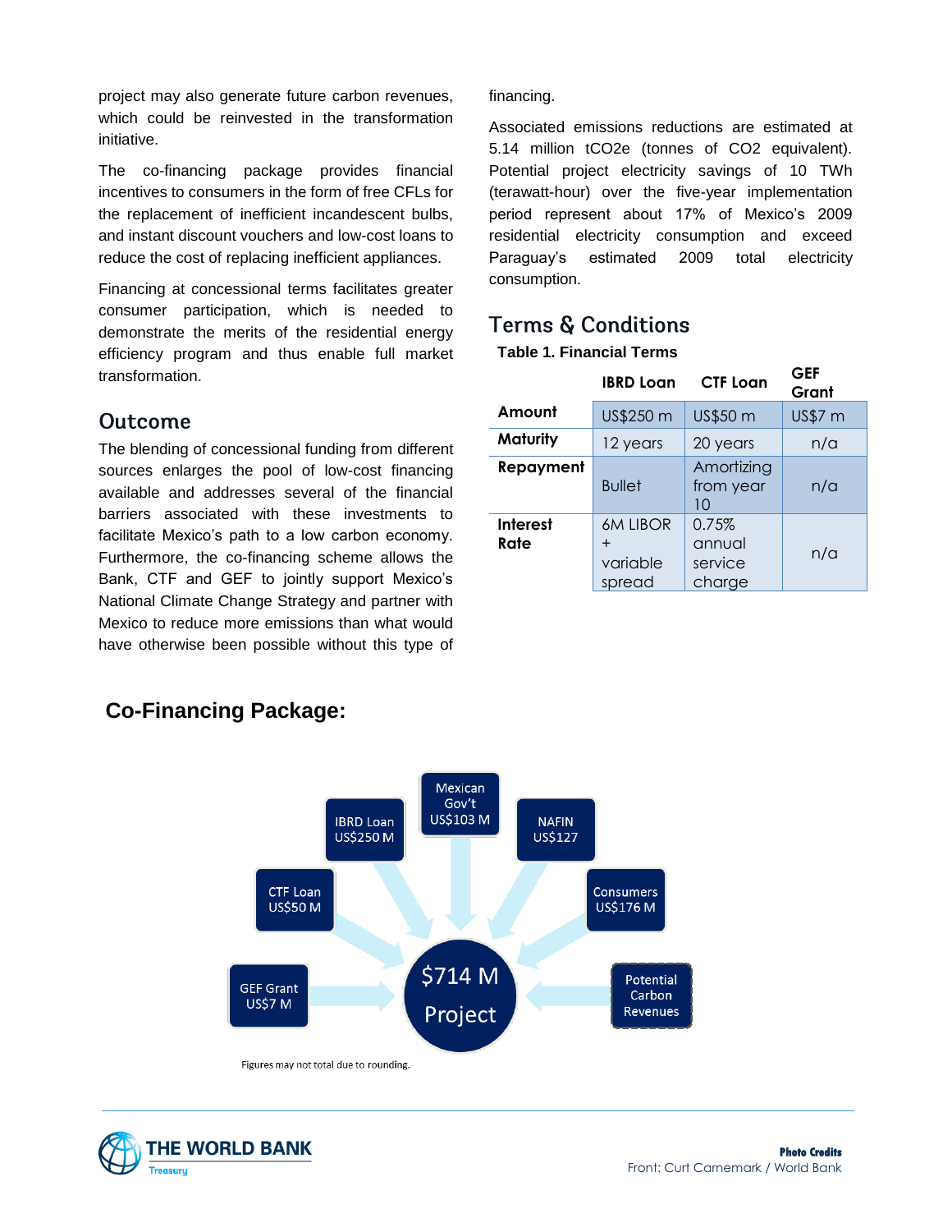project may also generate future carbon revenues, which could be reinvested in the transformation initiative.

The co-financing package provides financial incentives to consumers in the form of free CFLs for the replacement of inefficient incandescent bulbs, and instant discount vouchers and low-cost loans to reduce the cost of replacing inefficient appliances.

Financing at concessional terms facilitates greater consumer participation, which is needed to demonstrate the merits of the residential energy efficiency program and thus enable full market transformation.

## Outcome

The blending of concessional funding from different sources enlarges the pool of low-cost financing available and addresses several of the financial barriers associated with these investments to facilitate Mexico's path to a low carbon economy. Furthermore, the co-financing scheme allows the Bank, CTF and GEF to jointly support Mexico's National Climate Change Strategy and partner with Mexico to reduce more emissions than what would have otherwise been possible without this type of financing.

Associated emissions reductions are estimated at 5.14 million tCO2e (tonnes of CO2 equivalent). Potential project electricity savings of 10 TWh (terawatt-hour) over the five-year implementation period represent about 17% of Mexico's 2009 residential electricity consumption and exceed Paraguay's estimated 2009 total electricity consumption.

## Terms & Conditions

**Table 1. Financial Terms**

| | IBRD Loan | CTF Loan | GEF Grant |
|---|---|---|---|
| **Amount** | US$250 m | US$50 m | US$7 m |
| **Maturity** | 12 years | 20 years | n/a |
| **Repayment** | Bullet | Amortizing from year 10 | n/a |
| **Interest Rate** | 6M LIBOR + variable spread | 0.75% annual service charge | n/a |

## Co-Financing Package:

- IBRD Loan US$250 M
- Mexican Gov't US$103 M
- NAFIN US$127
- CTF Loan US$50 M
- Consumers US$176 M
- GEF Grant US$7 M
- Potential Carbon Revenues

$714 M Project

Figures may not total due to rounding.

**Photo Credits**
Front: Curt Carnemark / World Bank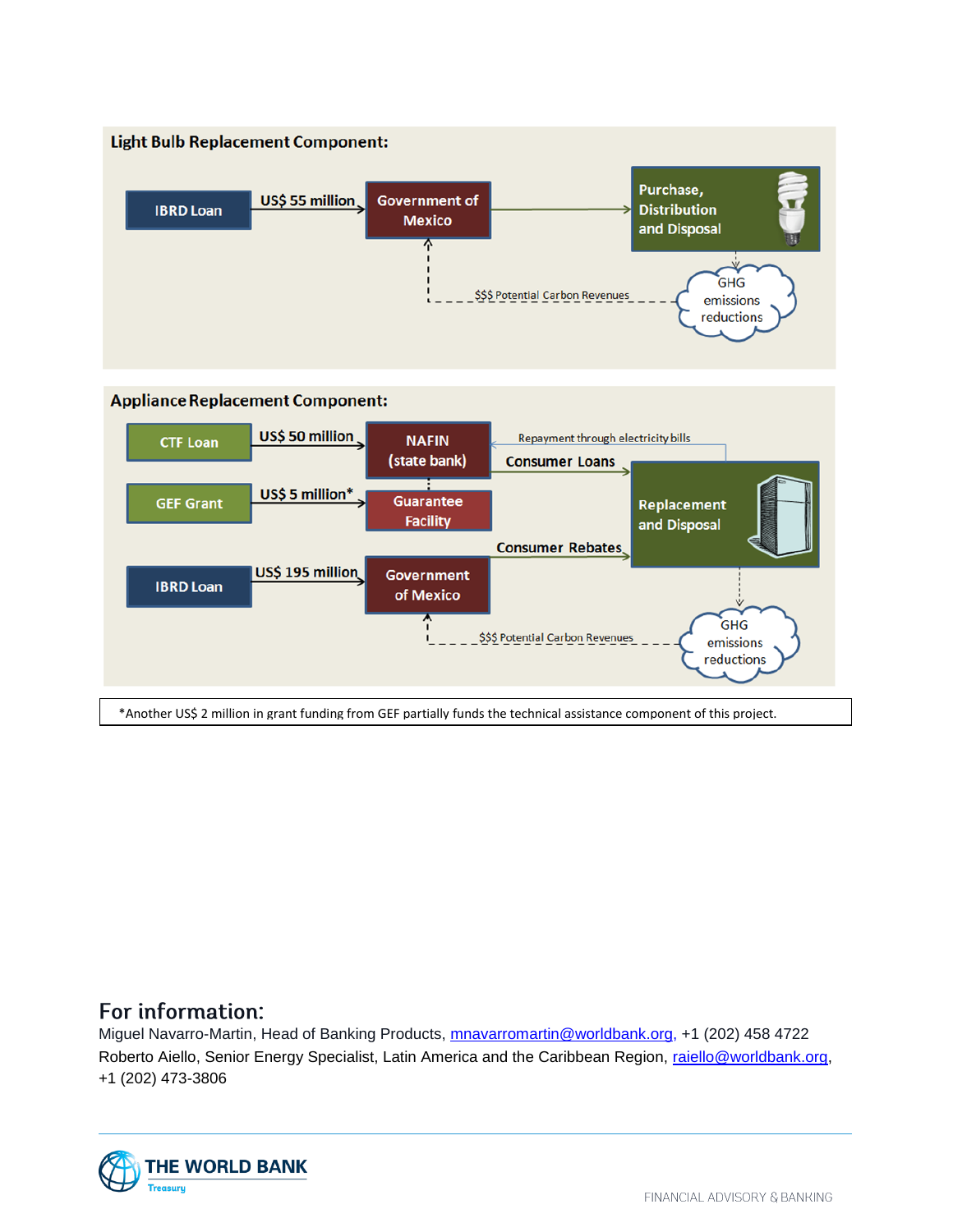**Light Bulb Replacement Component:**

IBRD Loan

US$ 55 million

Government of Mexico

Purchase, Distribution and Disposal

GHG emissions reductions

$$$ Potential Carbon Revenues

**Appliance Replacement Component:**

CTF Loan

US$ 50 million

NAFIN (state bank)

Repayment through electricity bills

Consumer Loans

GEF Grant

US$ 5 million*

Guarantee Facility

Replacement and Disposal

Consumer Rebates

IBRD Loan

US$ 195 million

Government of Mexico

GHG emissions reductions

$$$ Potential Carbon Revenues

*Another US$ 2 million in grant funding from GEF partially funds the technical assistance component of this project.

## For information:

Miguel Navarro-Martin, Head of Banking Products, mnavarromartin@worldbank.org, +1 (202) 458 4722
Roberto Aiello, Senior Energy Specialist, Latin America and the Caribbean Region, raiello@worldbank.org, +1 (202) 473-3806

THE WORLD BANK Treasury

FINANCIAL ADVISORY & BANKING